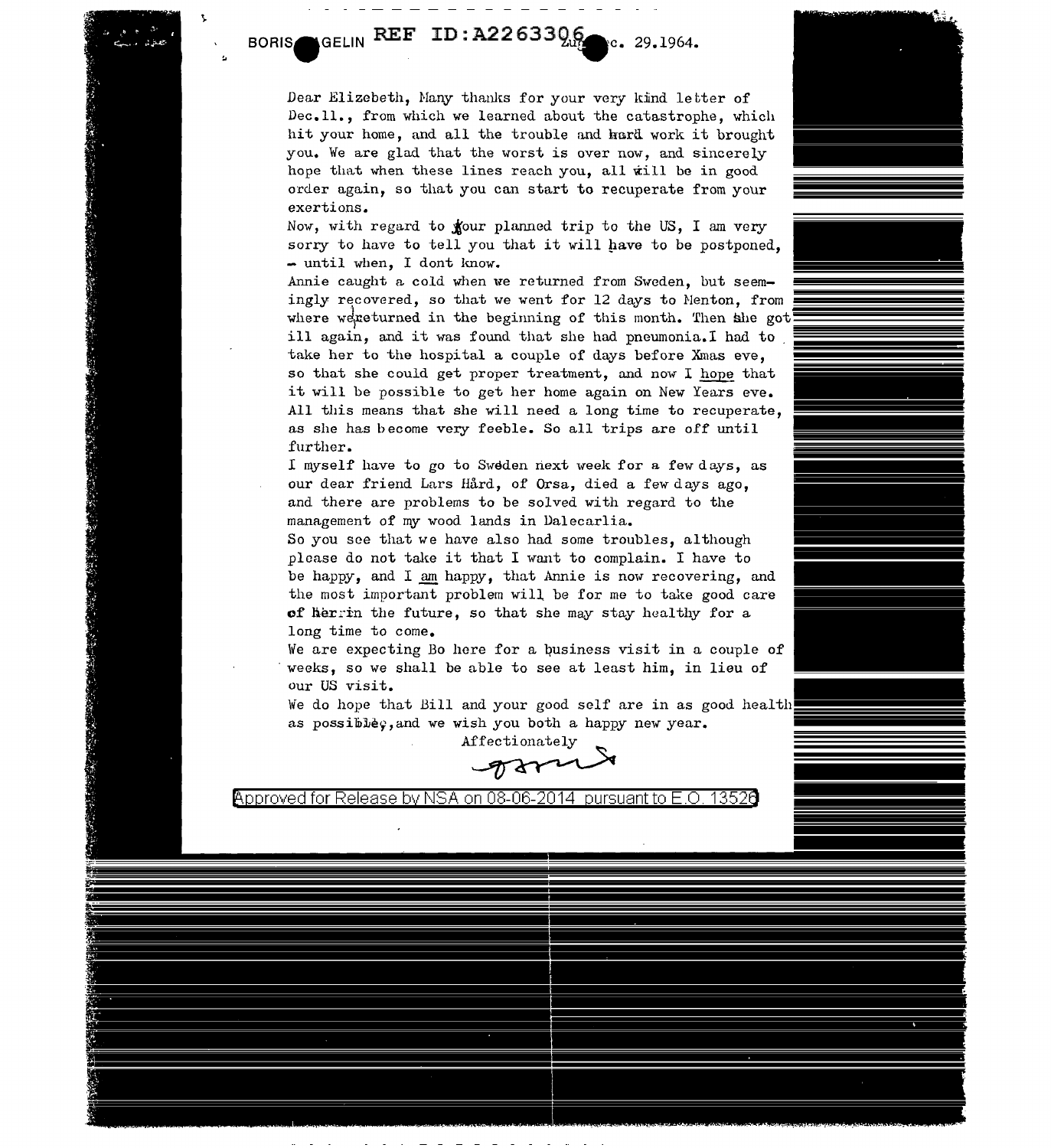BORIS HAGELIN REF ID:A2263306 Zug Dec. 29.1964.

Dear Elizebeth, Many thanks for your very kind letter of Dec.11., from which we learned about the catastrophe, which hit your home, and all the trouble and hard work it brought you. We are glad that the worst is over now, and sincerely hope that when these lines reach you, all will be in good order again, so that you can start to recuperate from your exertions.

Now, with regard to your planned trip to the US, I am very sorry to have to tell you that it will have to be postponed, - until when, I dont know.

Annie caught a cold when we returned from Sweden, but seemingly recovered, so that we went for 12 days to Menton, from where we returned in the beginning of this month. Then she got ill again, and it was found that she had pneumonia. I had to take her to the hospital a couple of days before Xmas eve, so that she could get proper treatment, and now I hope that it will be possible to get her home again on New Years eve. All this means that she will need a long time to recuperate, as she has become very feeble. So all trips are off until further.

I myself have to go to Sweden next week for a few days, as our dear friend Lars Hård, of Orsa, died a few days ago, and there are problems to be solved with regard to the management of my wood lands in Dalecarlia.

So you see that we have also had some troubles, although please do not take it that I want to complain. I have to be happy, and I am happy, that Annie is now recovering, and the most important problem will be for me to take good care of her in the future, so that she may stay healthy for a long time to come.

We are expecting Bo here for a business visit in a couple of weeks, so we shall be able to see at least him, in lieu of our US visit.

We do hope that Bill and your good self are in as good health as possible, and we wish you both a happy new year.

Affectionately

Boris

Approved for Release by NSA on 08-06-2014 pursuant to E.O. 13526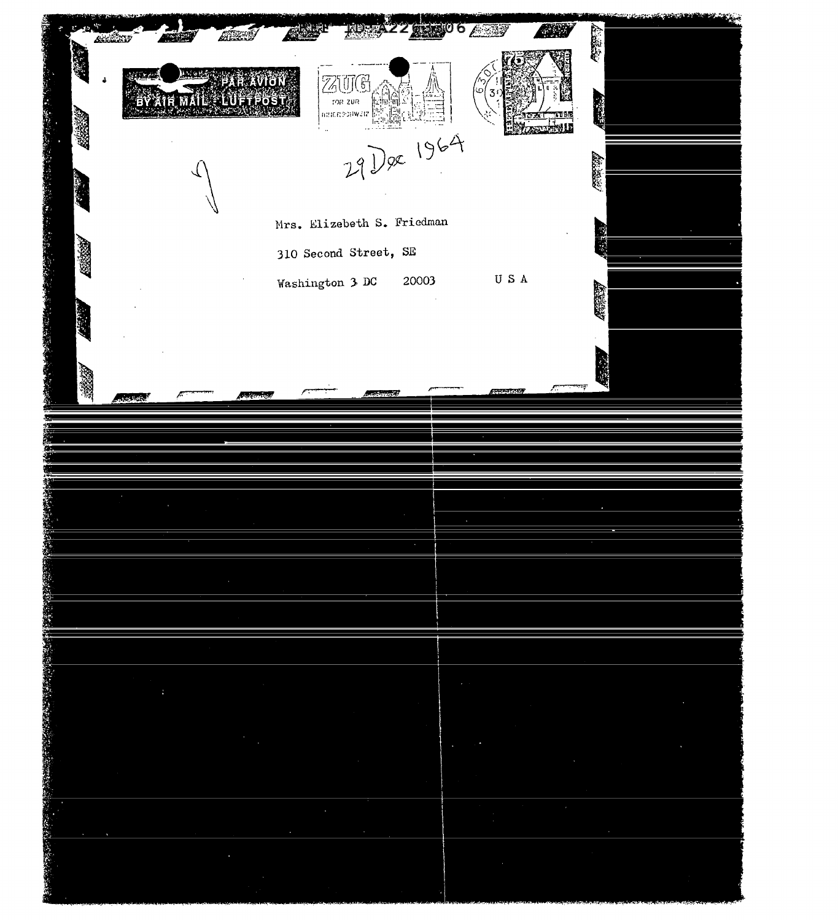REF ID: A22 06

PAR AVION
BY AIR MAIL · LUFTPOST

ZUG
FÜR ZUR
INNERSCHWEIZ

75

29 Dec 1964

Mrs. Elizebeth S. Friedman

310 Second Street, SE

Washington 3 DC 20003 U S A